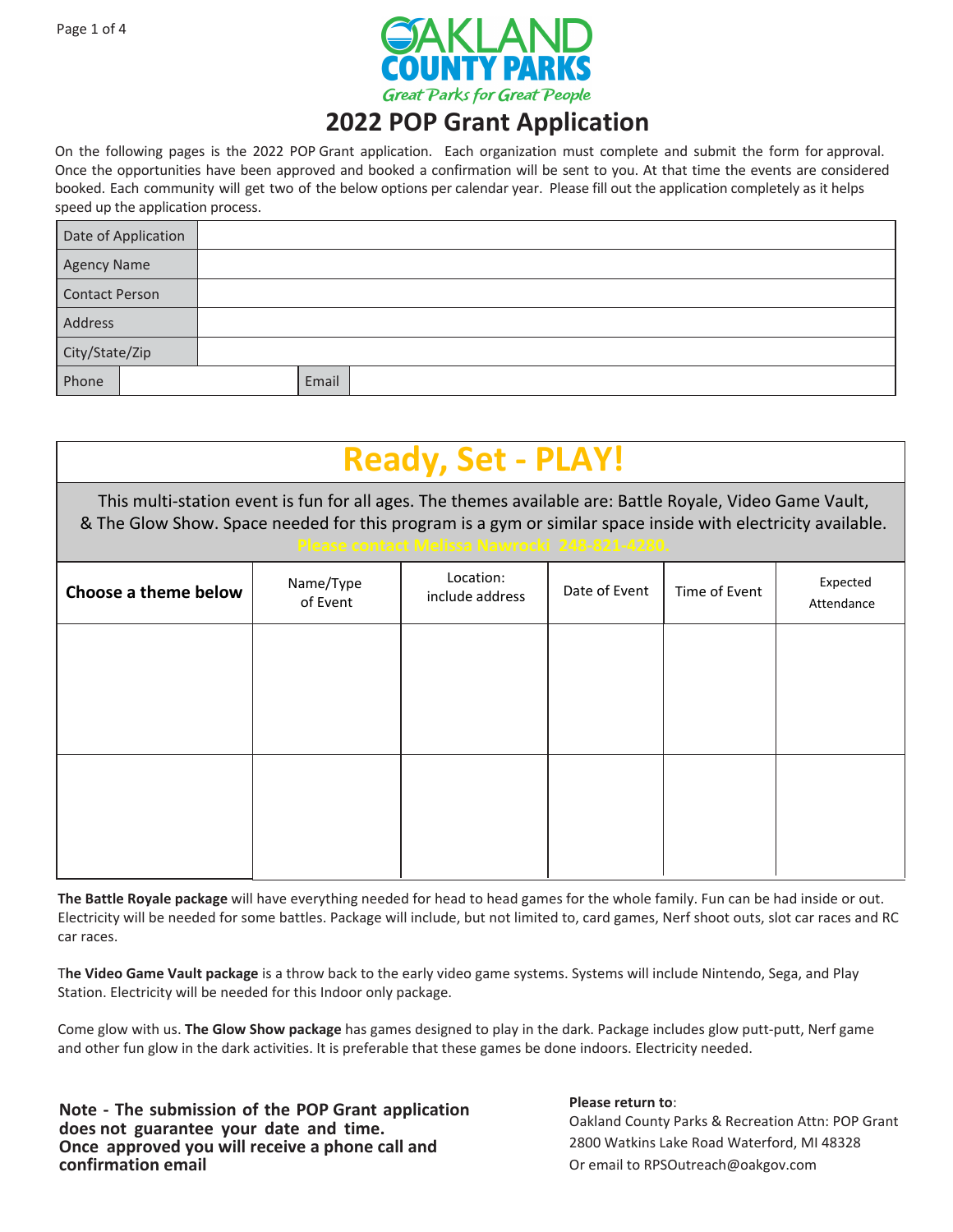OAKLAND COUNTY PARKS

*Great Parks for Great People*

# 2022 POP Grant Application

On the following pages is the 2022 POP Grant application. Each organization must complete and submit the form for approval. Once the opportunities have been approved and booked a confirmation will be sent to you. At that time the events are considered booked. Each community will get two of the below options per calendar year. Please fill out the application completely as it helps speed up the application process.

| Date of Application | | | |
|---|---|---|---|
| Agency Name | | | |
| Contact Person | | | |
| Address | | | |
| City/State/Zip | | | |
| Phone | | Email | |

## Ready, Set - PLAY!

This multi-station event is fun for all ages. The themes available are: Battle Royale, Video Game Vault, & The Glow Show. Space needed for this program is a gym or similar space inside with electricity available. Please contact Melissa Nawrocki 248-821-4280.

| Choose a theme below | Name/Type of Event | Location: include address | Date of Event | Time of Event | Expected Attendance |
|---|---|---|---|---|---|
| | | | | | |
| | | | | | |

**The Battle Royale package** will have everything needed for head to head games for the whole family. Fun can be had inside or out. Electricity will be needed for some battles. Package will include, but not limited to, card games, Nerf shoot outs, slot car races and RC car races.

T**he Video Game Vault package** is a throw back to the early video game systems. Systems will include Nintendo, Sega, and Play Station. Electricity will be needed for this Indoor only package.

Come glow with us. **The Glow Show package** has games designed to play in the dark. Package includes glow putt-putt, Nerf game and other fun glow in the dark activities. It is preferable that these games be done indoors. Electricity needed.

**Note - The submission of the POP Grant application does not guarantee your date and time. Once approved you will receive a phone call and confirmation email**

**Please return to**:
Oakland County Parks & Recreation Attn: POP Grant
2800 Watkins Lake Road Waterford, MI 48328
Or email to RPSOutreach@oakgov.com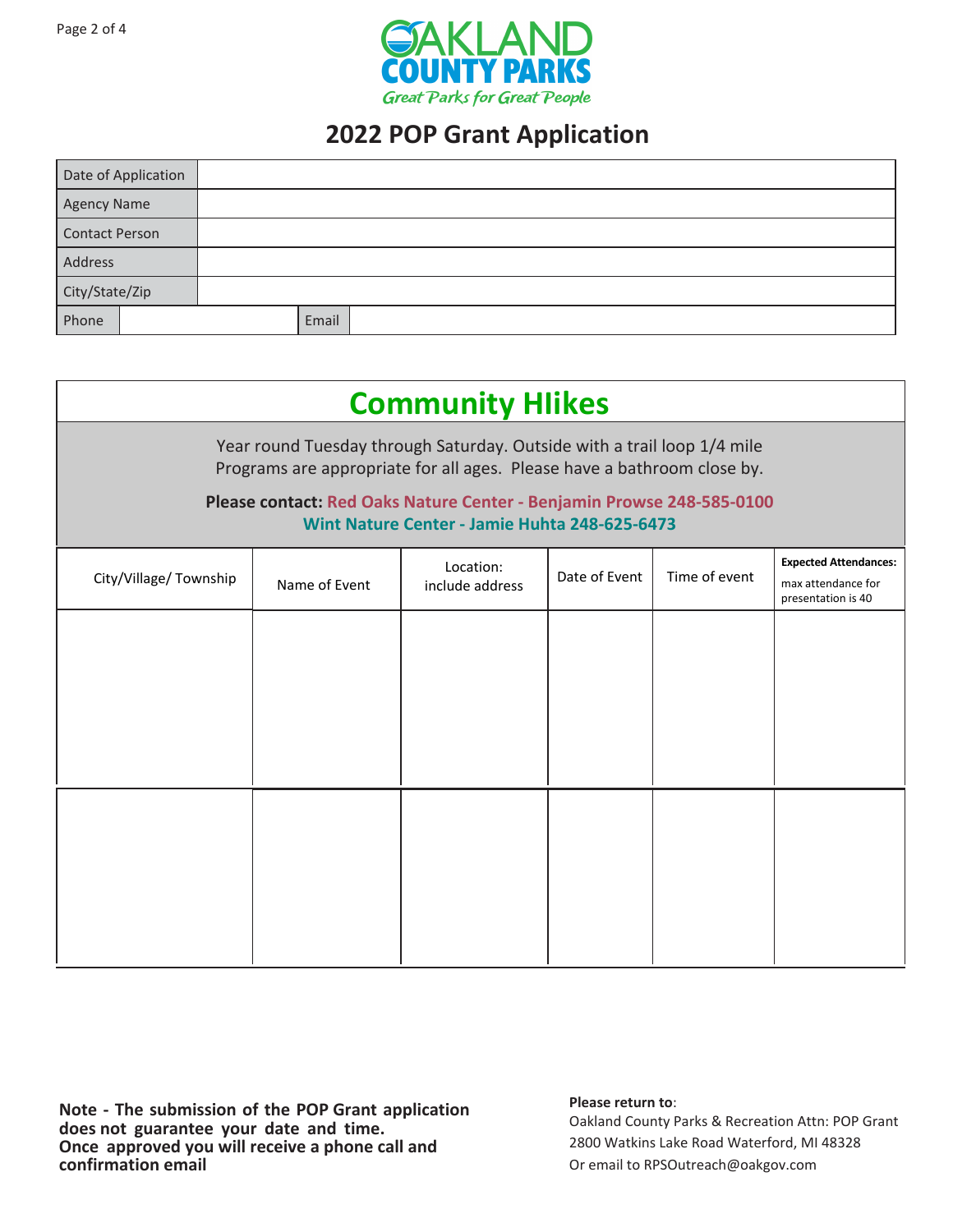Oakland County Parks

*Great Parks for Great People*

# 2022 POP Grant Application

| Date of Application | |
|---|---|
| Agency Name | |
| Contact Person | |
| Address | |
| City/State/Zip | |

| Phone | | Email | |
|---|---|---|---|

## Community HIikes

Year round Tuesday through Saturday. Outside with a trail loop 1/4 mile
Programs are appropriate for all ages. Please have a bathroom close by.

**Please contact: Red Oaks Nature Center - Benjamin Prowse 248-585-0100**
**Wint Nature Center - Jamie Huhta 248-625-6473**

| City/Village/ Township | Name of Event | Location: include address | Date of Event | Time of event | **Expected Attendances:** max attendance for presentation is 40 |
|---|---|---|---|---|---|
| | | | | | |
| | | | | | |

**Note - The submission of the POP Grant application does not guarantee your date and time. Once approved you will receive a phone call and confirmation email**

**Please return to**:
Oakland County Parks & Recreation Attn: POP Grant
2800 Watkins Lake Road Waterford, MI 48328
Or email to RPSOutreach@oakgov.com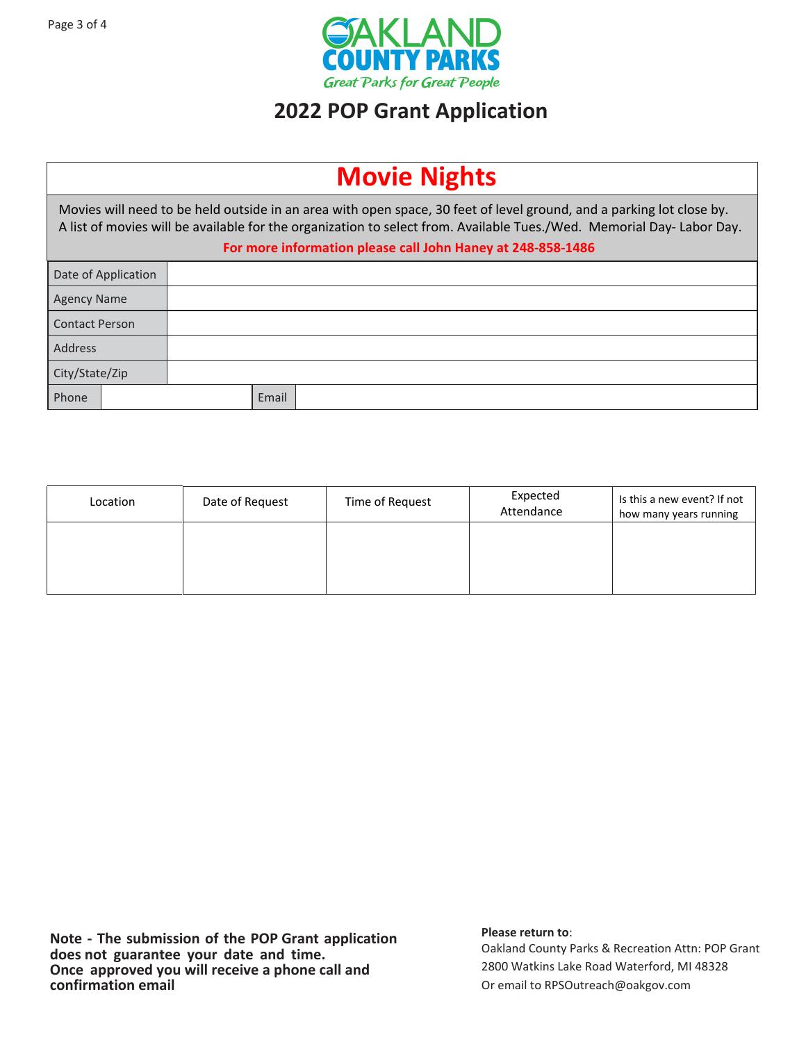# OAKLAND COUNTY PARKS

*Great Parks for Great People*

## 2022 POP Grant Application

## Movie Nights

Movies will need to be held outside in an area with open space, 30 feet of level ground, and a parking lot close by. A list of movies will be available for the organization to select from. Available Tues./Wed. Memorial Day- Labor Day.

**For more information please call John Haney at 248-858-1486**

| Date of Application | | | |
|---|---|---|---|
| Agency Name | | | |
| Contact Person | | | |
| Address | | | |
| City/State/Zip | | | |
| Phone | | Email | |

| Location | Date of Request | Time of Request | Expected Attendance | Is this a new event? If not how many years running |
|---|---|---|---|---|
| | | | | |

**Note - The submission of the POP Grant application does not guarantee your date and time. Once approved you will receive a phone call and confirmation email**

**Please return to**:
Oakland County Parks & Recreation Attn: POP Grant
2800 Watkins Lake Road Waterford, MI 48328
Or email to RPSOutreach@oakgov.com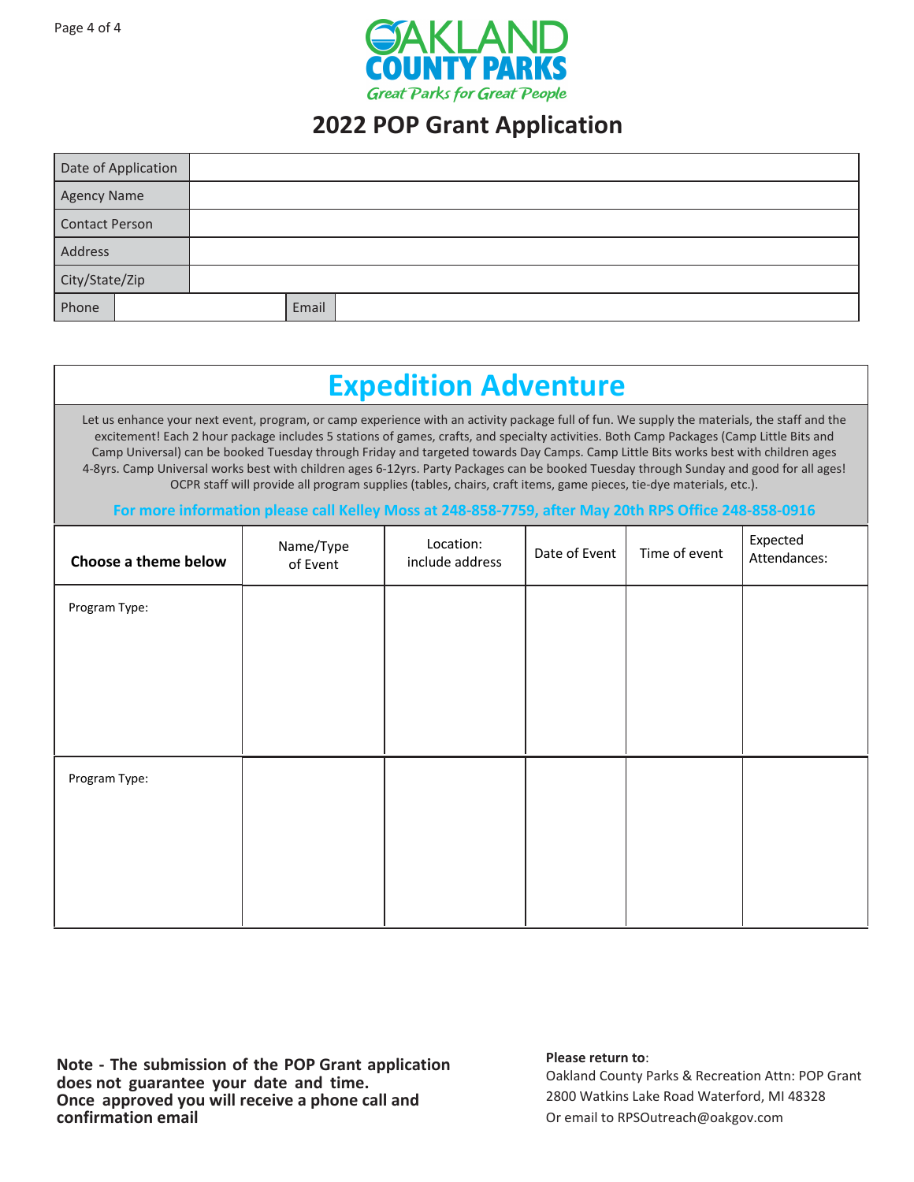OAKLAND COUNTY PARKS
*Great Parks for Great People*

# 2022 POP Grant Application

| | | | |
|---|---|---|---|
| Date of Application | | | |
| Agency Name | | | |
| Contact Person | | | |
| Address | | | |
| City/State/Zip | | | |
| Phone | | Email | |

## Expedition Adventure

Let us enhance your next event, program, or camp experience with an activity package full of fun. We supply the materials, the staff and the excitement! Each 2 hour package includes 5 stations of games, crafts, and specialty activities. Both Camp Packages (Camp Little Bits and Camp Universal) can be booked Tuesday through Friday and targeted towards Day Camps. Camp Little Bits works best with children ages 4-8yrs. Camp Universal works best with children ages 6-12yrs. Party Packages can be booked Tuesday through Sunday and good for all ages! OCPR staff will provide all program supplies (tables, chairs, craft items, game pieces, tie-dye materials, etc.).

**For more information please call Kelley Moss at 248-858-7759, after May 20th RPS Office 248-858-0916**

| **Choose a theme below** | Name/Type of Event | Location: include address | Date of Event | Time of event | Expected Attendances: |
|---|---|---|---|---|---|
| Program Type: | | | | | |
| Program Type: | | | | | |

**Note - The submission of the POP Grant application does not guarantee your date and time. Once approved you will receive a phone call and confirmation email**

**Please return to**:
Oakland County Parks & Recreation Attn: POP Grant
2800 Watkins Lake Road Waterford, MI 48328
Or email to RPSOutreach@oakgov.com